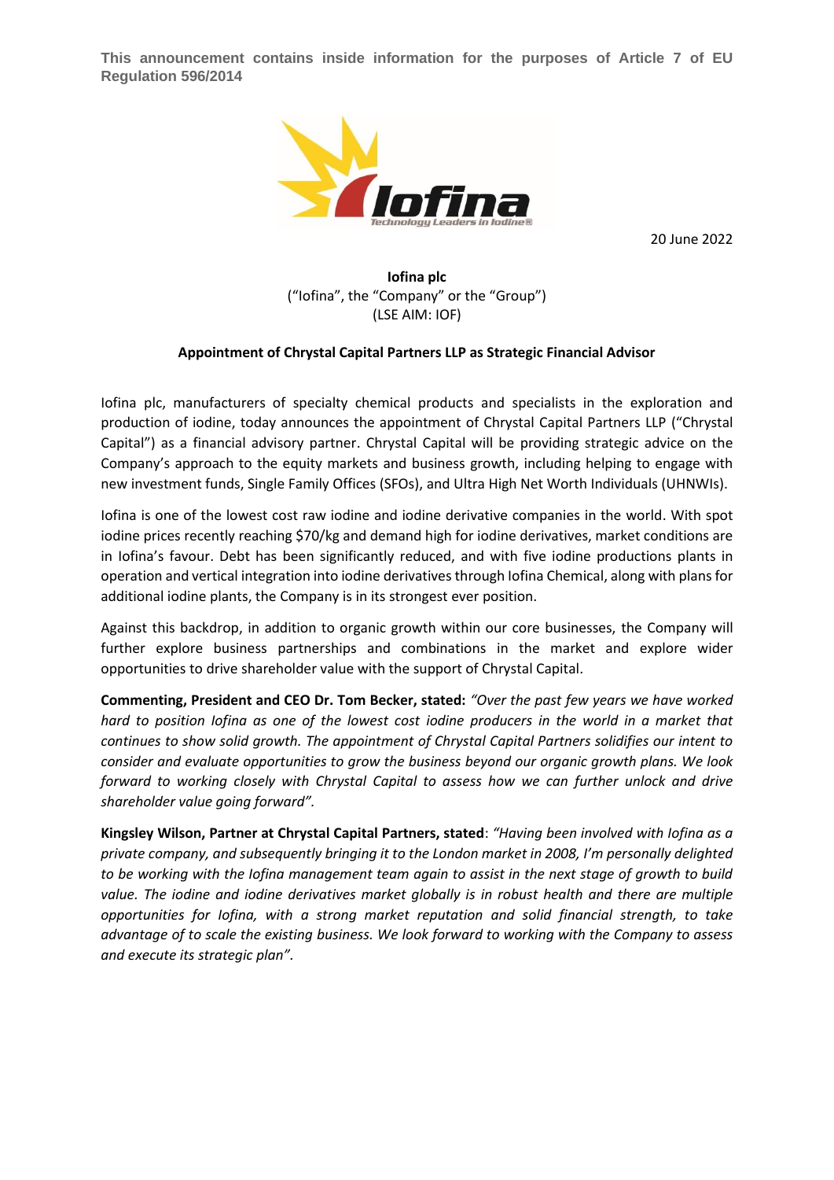**This announcement contains inside information for the purposes of Article 7 of EU Regulation 596/2014**

20 June 2022

**Iofina plc**
("Iofina", the "Company" or the "Group")
(LSE AIM: IOF)

**Appointment of Chrystal Capital Partners LLP as Strategic Financial Advisor**

Iofina plc, manufacturers of specialty chemical products and specialists in the exploration and production of iodine, today announces the appointment of Chrystal Capital Partners LLP ("Chrystal Capital") as a financial advisory partner. Chrystal Capital will be providing strategic advice on the Company's approach to the equity markets and business growth, including helping to engage with new investment funds, Single Family Offices (SFOs), and Ultra High Net Worth Individuals (UHNWIs).

Iofina is one of the lowest cost raw iodine and iodine derivative companies in the world. With spot iodine prices recently reaching $70/kg and demand high for iodine derivatives, market conditions are in Iofina's favour. Debt has been significantly reduced, and with five iodine productions plants in operation and vertical integration into iodine derivatives through Iofina Chemical, along with plans for additional iodine plants, the Company is in its strongest ever position.

Against this backdrop, in addition to organic growth within our core businesses, the Company will further explore business partnerships and combinations in the market and explore wider opportunities to drive shareholder value with the support of Chrystal Capital.

**Commenting, President and CEO Dr. Tom Becker, stated:** *"Over the past few years we have worked hard to position Iofina as one of the lowest cost iodine producers in the world in a market that continues to show solid growth. The appointment of Chrystal Capital Partners solidifies our intent to consider and evaluate opportunities to grow the business beyond our organic growth plans. We look forward to working closely with Chrystal Capital to assess how we can further unlock and drive shareholder value going forward".*

**Kingsley Wilson, Partner at Chrystal Capital Partners, stated**: *"Having been involved with Iofina as a private company, and subsequently bringing it to the London market in 2008, I'm personally delighted to be working with the Iofina management team again to assist in the next stage of growth to build value. The iodine and iodine derivatives market globally is in robust health and there are multiple opportunities for Iofina, with a strong market reputation and solid financial strength, to take advantage of to scale the existing business. We look forward to working with the Company to assess and execute its strategic plan".*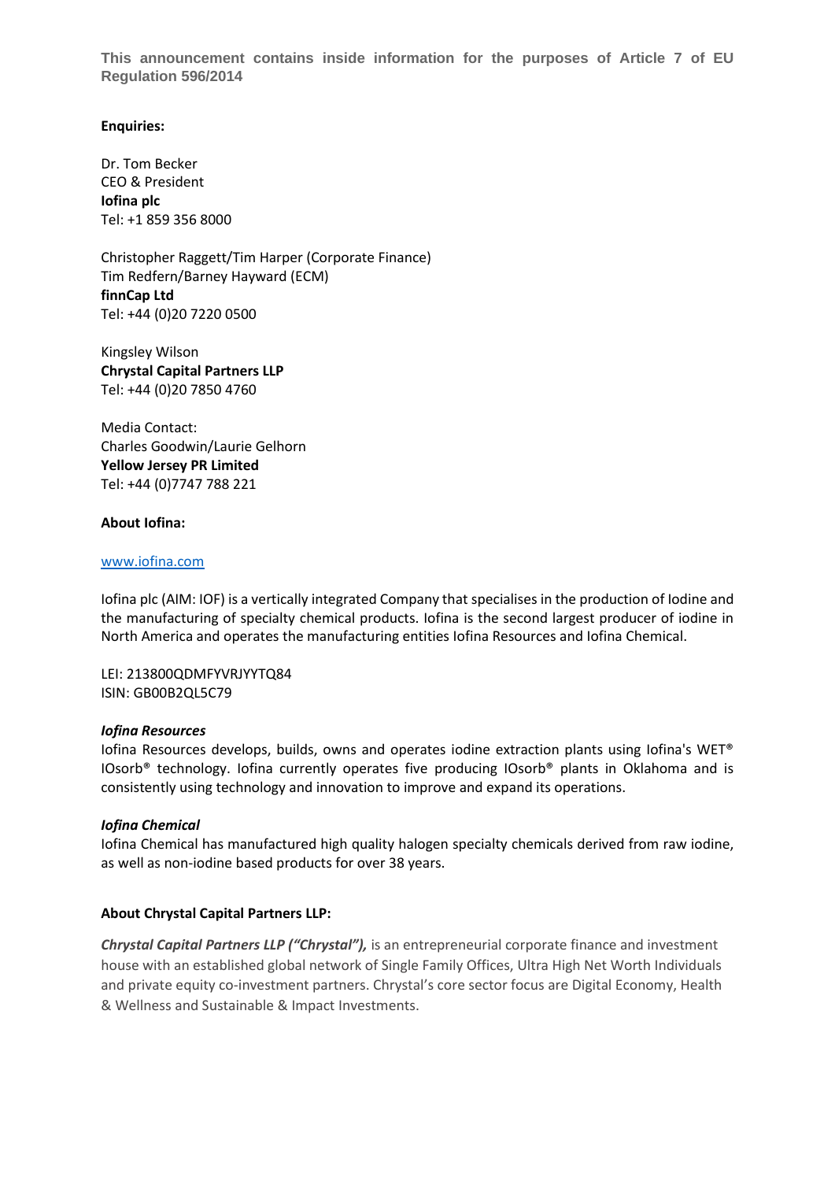**This announcement contains inside information for the purposes of Article 7 of EU Regulation 596/2014**

**Enquiries:**

Dr. Tom Becker
CEO & President
**Iofina plc**
Tel: +1 859 356 8000

Christopher Raggett/Tim Harper (Corporate Finance)
Tim Redfern/Barney Hayward (ECM)
**finnCap Ltd**
Tel: +44 (0)20 7220 0500

Kingsley Wilson
**Chrystal Capital Partners LLP**
Tel: +44 (0)20 7850 4760

Media Contact:
Charles Goodwin/Laurie Gelhorn
**Yellow Jersey PR Limited**
Tel: +44 (0)7747 788 221

**About Iofina:**

www.iofina.com

Iofina plc (AIM: IOF) is a vertically integrated Company that specialises in the production of Iodine and the manufacturing of specialty chemical products. Iofina is the second largest producer of iodine in North America and operates the manufacturing entities Iofina Resources and Iofina Chemical.

LEI: 213800QDMFYVRJYYTQ84
ISIN: GB00B2QL5C79

***Iofina Resources***
Iofina Resources develops, builds, owns and operates iodine extraction plants using Iofina's WET® IOsorb® technology. Iofina currently operates five producing IOsorb® plants in Oklahoma and is consistently using technology and innovation to improve and expand its operations.

***Iofina Chemical***
Iofina Chemical has manufactured high quality halogen specialty chemicals derived from raw iodine, as well as non-iodine based products for over 38 years.

**About Chrystal Capital Partners LLP:**

***Chrystal Capital Partners LLP ("Chrystal"),*** is an entrepreneurial corporate finance and investment house with an established global network of Single Family Offices, Ultra High Net Worth Individuals and private equity co-investment partners. Chrystal's core sector focus are Digital Economy, Health & Wellness and Sustainable & Impact Investments.